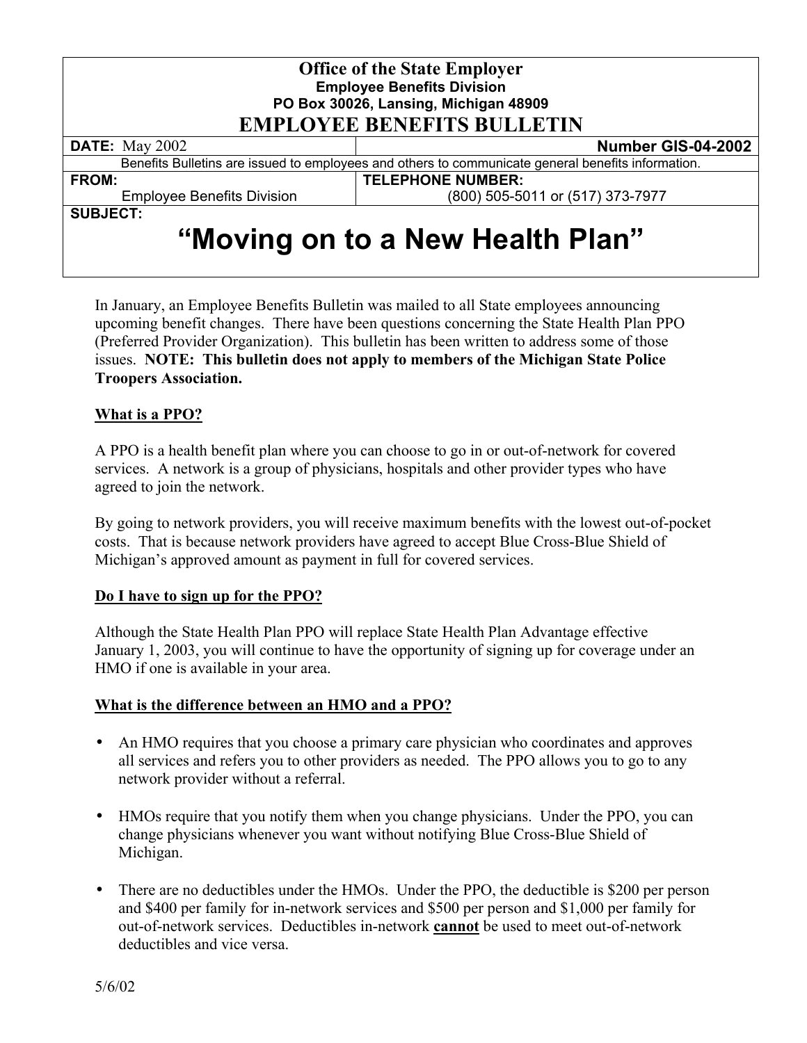**Office of the State Employer**
**Employee Benefits Division**
**PO Box 30026, Lansing, Michigan 48909**

# EMPLOYEE BENEFITS BULLETIN

| **DATE:** May 2002 | **Number GIS-04-2002** |
|---|---|
| Benefits Bulletins are issued to employees and others to communicate general benefits information. | |
| **FROM:** Employee Benefits Division | **TELEPHONE NUMBER:** (800) 505-5011 or (517) 373-7977 |

**SUBJECT:**

## "Moving on to a New Health Plan"

In January, an Employee Benefits Bulletin was mailed to all State employees announcing upcoming benefit changes. There have been questions concerning the State Health Plan PPO (Preferred Provider Organization). This bulletin has been written to address some of those issues. **NOTE: This bulletin does not apply to members of the Michigan State Police Troopers Association.**

### What is a PPO?

A PPO is a health benefit plan where you can choose to go in or out-of-network for covered services. A network is a group of physicians, hospitals and other provider types who have agreed to join the network.

By going to network providers, you will receive maximum benefits with the lowest out-of-pocket costs. That is because network providers have agreed to accept Blue Cross-Blue Shield of Michigan's approved amount as payment in full for covered services.

### Do I have to sign up for the PPO?

Although the State Health Plan PPO will replace State Health Plan Advantage effective January 1, 2003, you will continue to have the opportunity of signing up for coverage under an HMO if one is available in your area.

### What is the difference between an HMO and a PPO?

- An HMO requires that you choose a primary care physician who coordinates and approves all services and refers you to other providers as needed. The PPO allows you to go to any network provider without a referral.
- HMOs require that you notify them when you change physicians. Under the PPO, you can change physicians whenever you want without notifying Blue Cross-Blue Shield of Michigan.
- There are no deductibles under the HMOs. Under the PPO, the deductible is $200 per person and $400 per family for in-network services and $500 per person and $1,000 per family for out-of-network services. Deductibles in-network **cannot** be used to meet out-of-network deductibles and vice versa.

5/6/02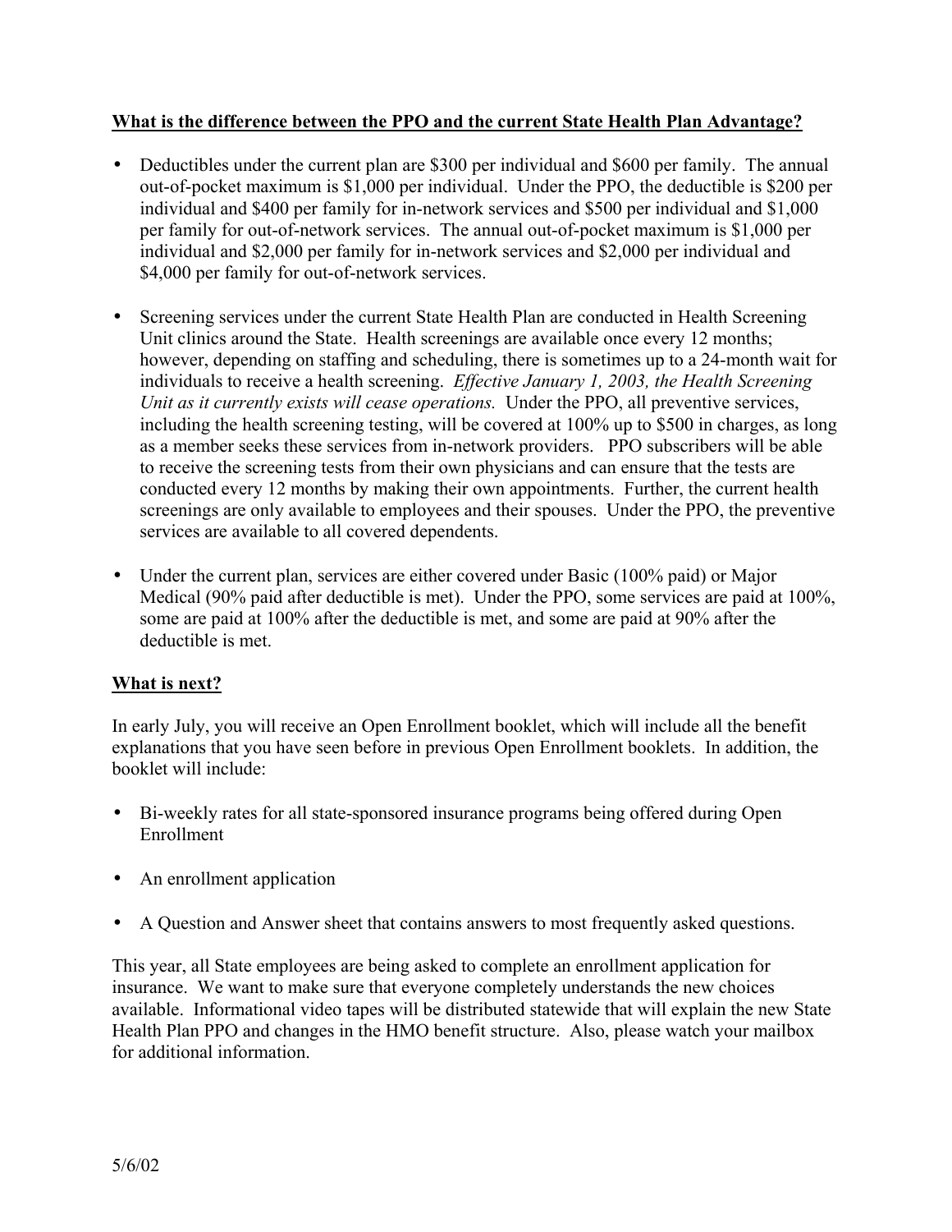**What is the difference between the PPO and the current State Health Plan Advantage?**

- Deductibles under the current plan are $300 per individual and $600 per family. The annual out-of-pocket maximum is $1,000 per individual. Under the PPO, the deductible is $200 per individual and $400 per family for in-network services and $500 per individual and $1,000 per family for out-of-network services. The annual out-of-pocket maximum is $1,000 per individual and $2,000 per family for in-network services and $2,000 per individual and $4,000 per family for out-of-network services.

- Screening services under the current State Health Plan are conducted in Health Screening Unit clinics around the State. Health screenings are available once every 12 months; however, depending on staffing and scheduling, there is sometimes up to a 24-month wait for individuals to receive a health screening. *Effective January 1, 2003, the Health Screening Unit as it currently exists will cease operations.* Under the PPO, all preventive services, including the health screening testing, will be covered at 100% up to $500 in charges, as long as a member seeks these services from in-network providers. PPO subscribers will be able to receive the screening tests from their own physicians and can ensure that the tests are conducted every 12 months by making their own appointments. Further, the current health screenings are only available to employees and their spouses. Under the PPO, the preventive services are available to all covered dependents.

- Under the current plan, services are either covered under Basic (100% paid) or Major Medical (90% paid after deductible is met). Under the PPO, some services are paid at 100%, some are paid at 100% after the deductible is met, and some are paid at 90% after the deductible is met.

**What is next?**

In early July, you will receive an Open Enrollment booklet, which will include all the benefit explanations that you have seen before in previous Open Enrollment booklets. In addition, the booklet will include:

- Bi-weekly rates for all state-sponsored insurance programs being offered during Open Enrollment

- An enrollment application

- A Question and Answer sheet that contains answers to most frequently asked questions.

This year, all State employees are being asked to complete an enrollment application for insurance. We want to make sure that everyone completely understands the new choices available. Informational video tapes will be distributed statewide that will explain the new State Health Plan PPO and changes in the HMO benefit structure. Also, please watch your mailbox for additional information.

5/6/02